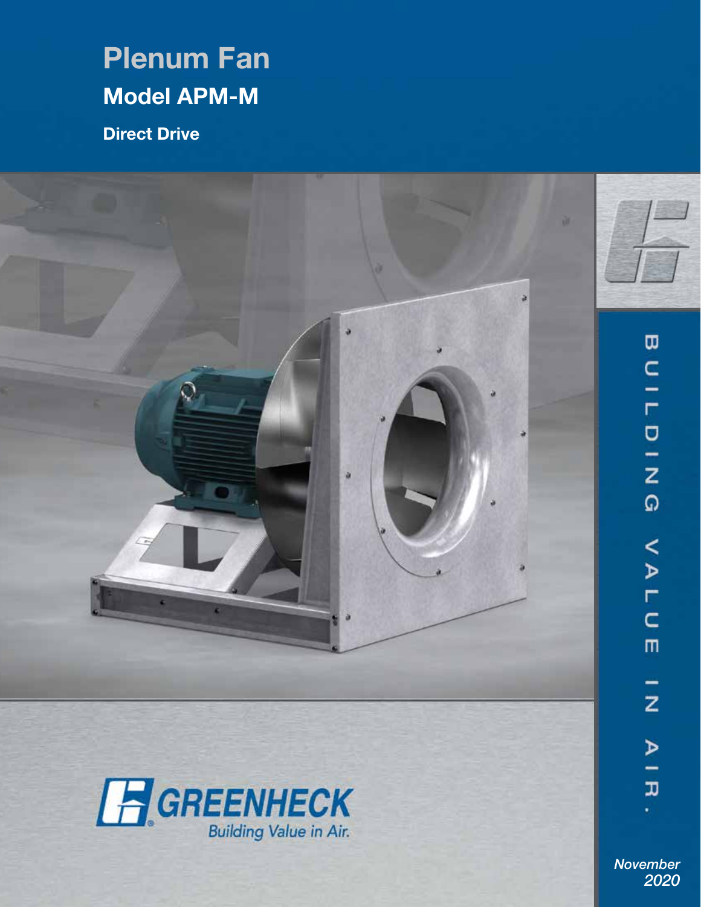# Plenum Fan

## Model APM-M

**Direct Drive**

GREENHECK

Building Value in Air.

BUILDING VALUE IN AIR.

*November 2020*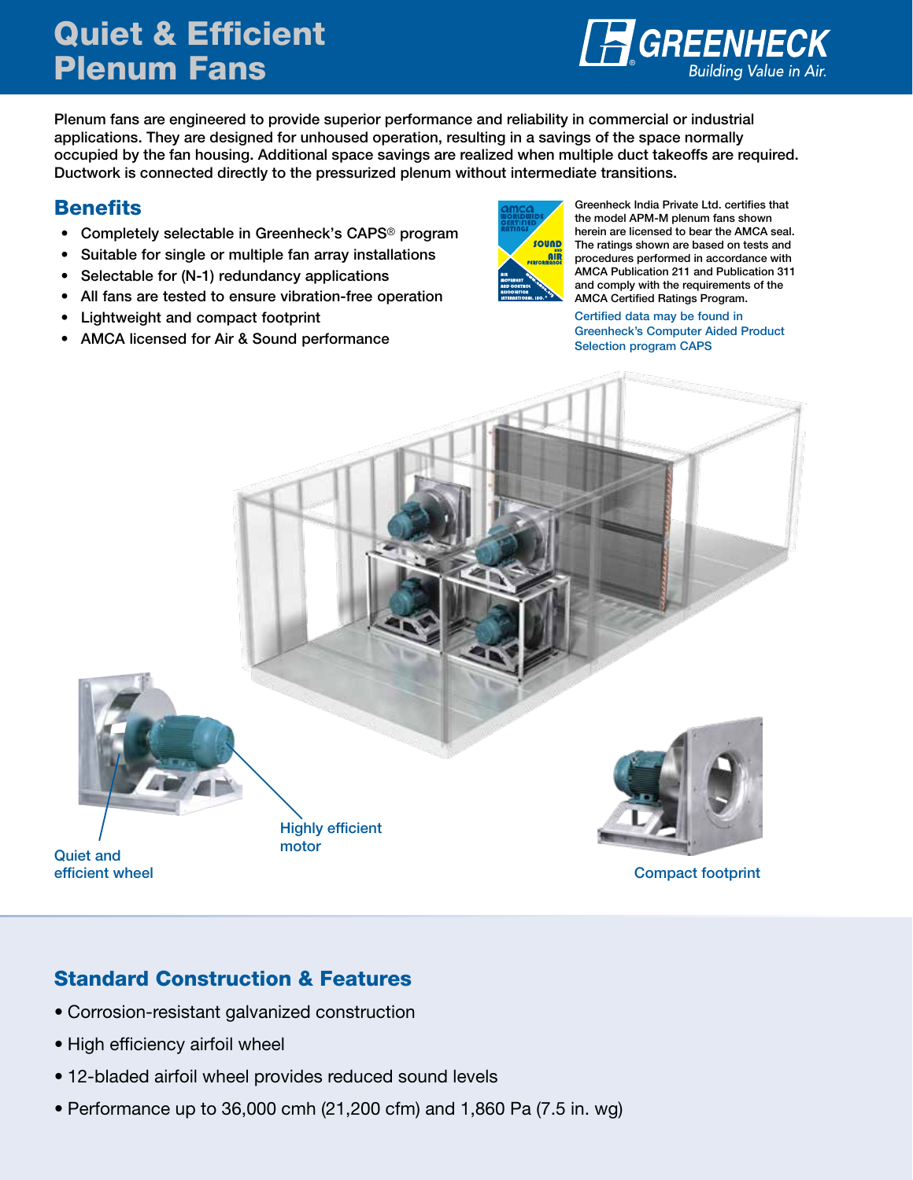# Quiet & Efficient Plenum Fans

Plenum fans are engineered to provide superior performance and reliability in commercial or industrial applications. They are designed for unhoused operation, resulting in a savings of the space normally occupied by the fan housing. Additional space savings are realized when multiple duct takeoffs are required. Ductwork is connected directly to the pressurized plenum without intermediate transitions.

## Benefits

- Completely selectable in Greenheck's CAPS® program
- Suitable for single or multiple fan array installations
- Selectable for (N-1) redundancy applications
- All fans are tested to ensure vibration-free operation
- Lightweight and compact footprint
- AMCA licensed for Air & Sound performance

Greenheck India Private Ltd. certifies that the model APM-M plenum fans shown herein are licensed to bear the AMCA seal. The ratings shown are based on tests and procedures performed in accordance with AMCA Publication 211 and Publication 311 and comply with the requirements of the AMCA Certified Ratings Program.

Certified data may be found in Greenheck's Computer Aided Product Selection program CAPS

Quiet and efficient wheel

Highly efficient motor

Compact footprint

## Standard Construction & Features

- Corrosion-resistant galvanized construction
- High efficiency airfoil wheel
- 12-bladed airfoil wheel provides reduced sound levels
- Performance up to 36,000 cmh (21,200 cfm) and 1,860 Pa (7.5 in. wg)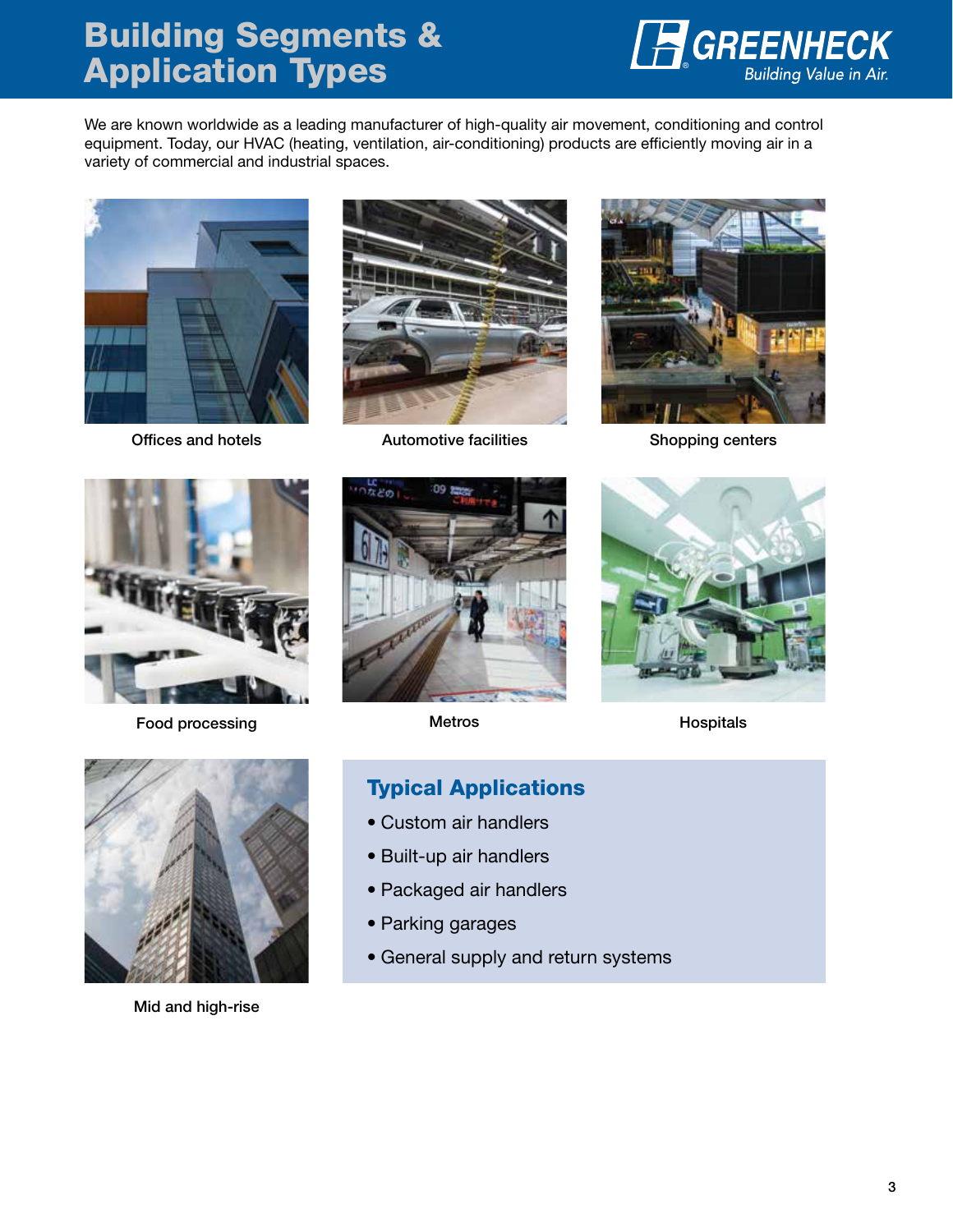# Building Segments & Application Types

We are known worldwide as a leading manufacturer of high-quality air movement, conditioning and control equipment. Today, our HVAC (heating, ventilation, air-conditioning) products are efficiently moving air in a variety of commercial and industrial spaces.

Offices and hotels

Automotive facilities

Shopping centers

Food processing

Metros

Hospitals

Mid and high-rise

## Typical Applications

- Custom air handlers
- Built-up air handlers
- Packaged air handlers
- Parking garages
- General supply and return systems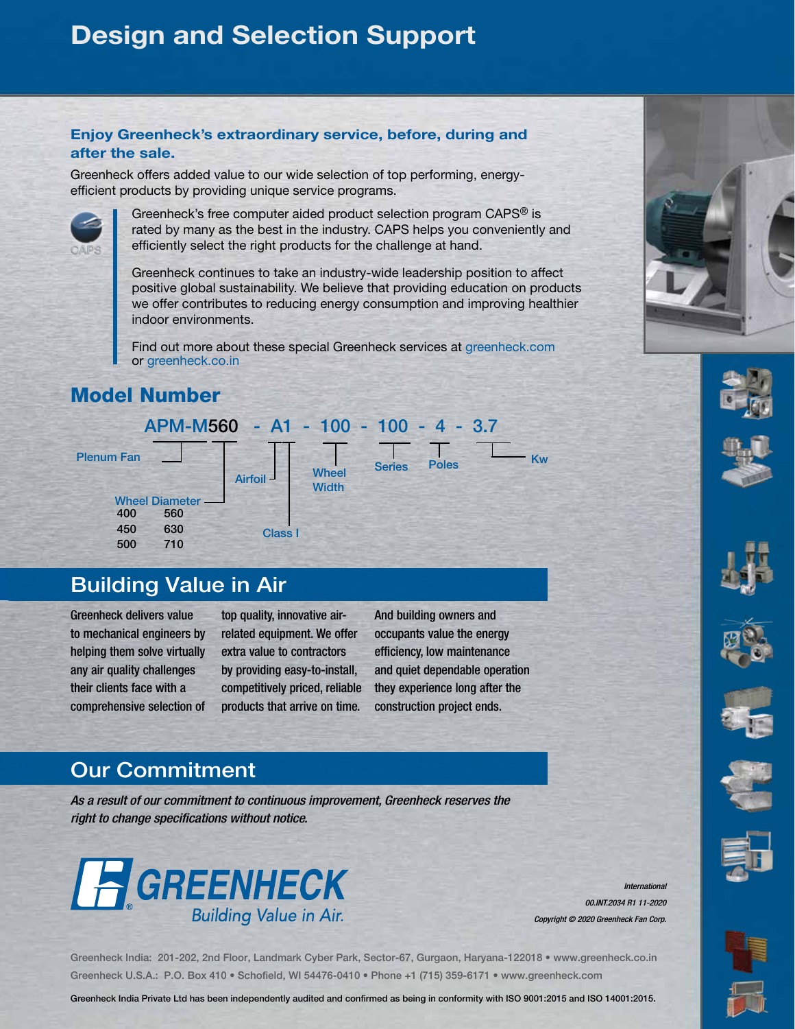# Design and Selection Support

**Enjoy Greenheck's extraordinary service, before, during and after the sale.**

Greenheck offers added value to our wide selection of top performing, energy-efficient products by providing unique service programs.

CAPS

Greenheck's free computer aided product selection program CAPS® is rated by many as the best in the industry. CAPS helps you conveniently and efficiently select the right products for the challenge at hand.

Greenheck continues to take an industry-wide leadership position to affect positive global sustainability. We believe that providing education on products we offer contributes to reducing energy consumption and improving healthier indoor environments.

Find out more about these special Greenheck services at greenheck.com or greenheck.co.in

## Model Number

APM-M560 - A1 - 100 - 100 - 4 - 3.7

Plenum Fan

Wheel Diameter

| | |
|---|---|
| 400 | 560 |
| 450 | 630 |
| 500 | 710 |

Airfoil

Class I

Wheel Width

Series

Poles

Kw

## Building Value in Air

Greenheck delivers value to mechanical engineers by helping them solve virtually any air quality challenges their clients face with a comprehensive selection of top quality, innovative air-related equipment. We offer extra value to contractors by providing easy-to-install, competitively priced, reliable products that arrive on time. And building owners and occupants value the energy efficiency, low maintenance and quiet dependable operation they experience long after the construction project ends.

## Our Commitment

*As a result of our commitment to continuous improvement, Greenheck reserves the right to change specifications without notice.*

GREENHECK
Building Value in Air.

*International*
*00.INT.2034 R1 11-2020*
*Copyright © 2020 Greenheck Fan Corp.*

Greenheck India: 201-202, 2nd Floor, Landmark Cyber Park, Sector-67, Gurgaon, Haryana-122018 • www.greenheck.co.in
Greenheck U.S.A.: P.O. Box 410 • Schofield, WI 54476-0410 • Phone +1 (715) 359-6171 • www.greenheck.com

Greenheck India Private Ltd has been independently audited and confirmed as being in conformity with ISO 9001:2015 and ISO 14001:2015.